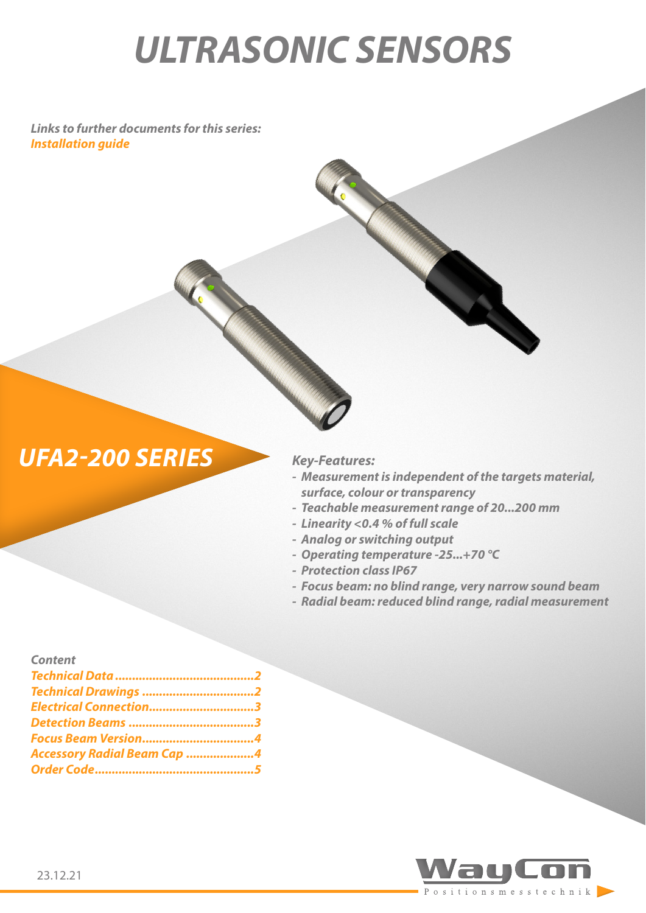# ULTRASONIC SENSORS

***Links to further documents for this series:***
***Installation guide***

## UFA2-200 SERIES

***Key-Features:***

- ***Measurement is independent of the targets material, surface, colour or transparency***
- ***Teachable measurement range of 20...200 mm***
- ***Linearity <0.4 % of full scale***
- ***Analog or switching output***
- ***Operating temperature -25...+70 °C***
- ***Protection class IP67***
- ***Focus beam: no blind range, very narrow sound beam***
- ***Radial beam: reduced blind range, radial measurement***

***Content***

| | |
|---|---|
| Technical Data | 2 |
| Technical Drawings | 2 |
| Electrical Connection | 3 |
| Detection Beams | 3 |
| Focus Beam Version | 4 |
| Accessory Radial Beam Cap | 4 |
| Order Code | 5 |

23.12.21

WayCon Positionsmesstechnik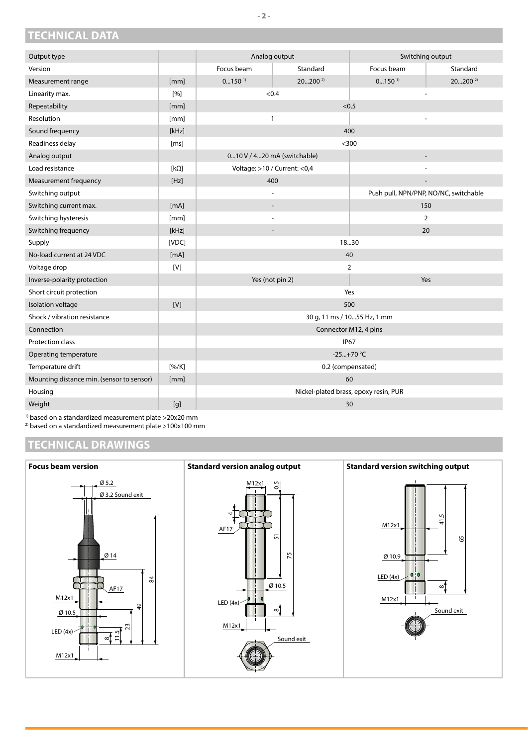# TECHNICAL DATA

| Output type | | Analog output | | Switching output | |
|---|---|---|---|---|---|
| Version | | Focus beam | Standard | Focus beam | Standard |
| Measurement range | [mm] | 0...150 [1] | 20...200 [2] | 0...150 [1] | 20...200 [2] |
| Linearity max. | [%] | <0.4 | | - | |
| Repeatability | [mm] | <0.5 | | | |
| Resolution | [mm] | 1 | | - | |
| Sound frequency | [kHz] | 400 | | | |
| Readiness delay | [ms] | <300 | | | |
| Analog output | | 0...10 V / 4...20 mA (switchable) | | - | |
| Load resistance | [kΩ] | Voltage: >10 / Current: <0,4 | | - | |
| Measurement frequency | [Hz] | 400 | | - | |
| Switching output | | - | | Push pull, NPN/PNP, NO/NC, switchable | |
| Switching current max. | [mA] | - | | 150 | |
| Switching hysteresis | [mm] | - | | 2 | |
| Switching frequency | [kHz] | - | | 20 | |
| Supply | [VDC] | 18...30 | | | |
| No-load current at 24 VDC | [mA] | 40 | | | |
| Voltage drop | [V] | 2 | | | |
| Inverse-polarity protection | | Yes (not pin 2) | | Yes | |
| Short circuit protection | | Yes | | | |
| Isolation voltage | [V] | 500 | | | |
| Shock / vibration resistance | | 30 g, 11 ms / 10...55 Hz, 1 mm | | | |
| Connection | | Connector M12, 4 pins | | | |
| Protection class | | IP67 | | | |
| Operating temperature | | -25...+70 °C | | | |
| Temperature drift | [%/K] | 0.2 (compensated) | | | |
| Mounting distance min. (sensor to sensor) | [mm] | 60 | | | |
| Housing | | Nickel-plated brass, epoxy resin, PUR | | | |
| Weight | [g] | 30 | | | |

[1] based on a standardized measurement plate >20x20 mm
[2] based on a standardized measurement plate >100x100 mm

# TECHNICAL DRAWINGS

**Focus beam version**

Ø 5.2, Ø 3.2 Sound exit, Ø 14, AF17, M12x1, Ø 10.5, LED (4x), M12x1, 84, 49, 23, 11.5, 8

**Standard version analog output**

M12x1, 0.5, 4, AF17, 51, 75, Ø 10.5, LED (4x), 8, M12x1, Sound exit

**Standard version switching output**

M12x1, 41.5, 65, Ø 10.9, LED (4x), 8, M12x1, Sound exit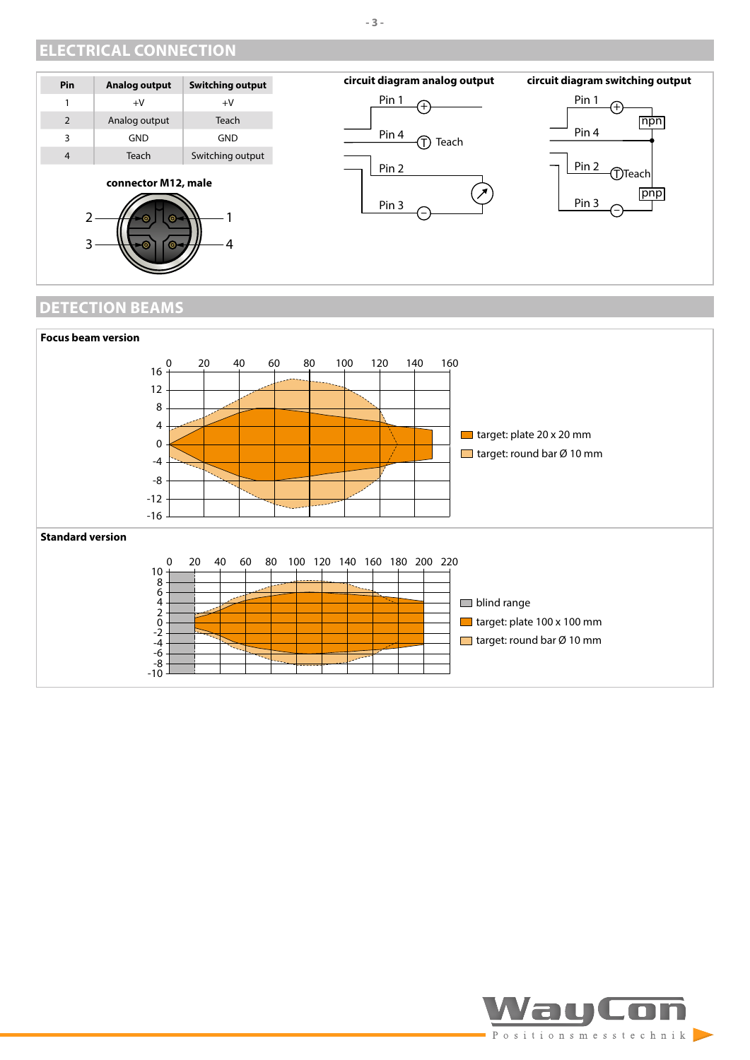## ELECTRICAL CONNECTION

| Pin | Analog output | Switching output |
|---|---|---|
| 1 | +V | +V |
| 2 | Analog output | Teach |
| 3 | GND | GND |
| 4 | Teach | Switching output |

**connector M12, male**

2 — 1

3 — 4

**circuit diagram analog output**

Pin 1 (+)

Pin 4 (T) Teach

Pin 2

Pin 3 (−)

**circuit diagram switching output**

Pin 1 (+)

npn

Pin 4

Pin 2 (T) Teach

pnp

Pin 3 (−)

## DETECTION BEAMS

**Focus beam version**

- target: plate 20 x 20 mm
- target: round bar Ø 10 mm

**Standard version**

- blind range
- target: plate 100 x 100 mm
- target: round bar Ø 10 mm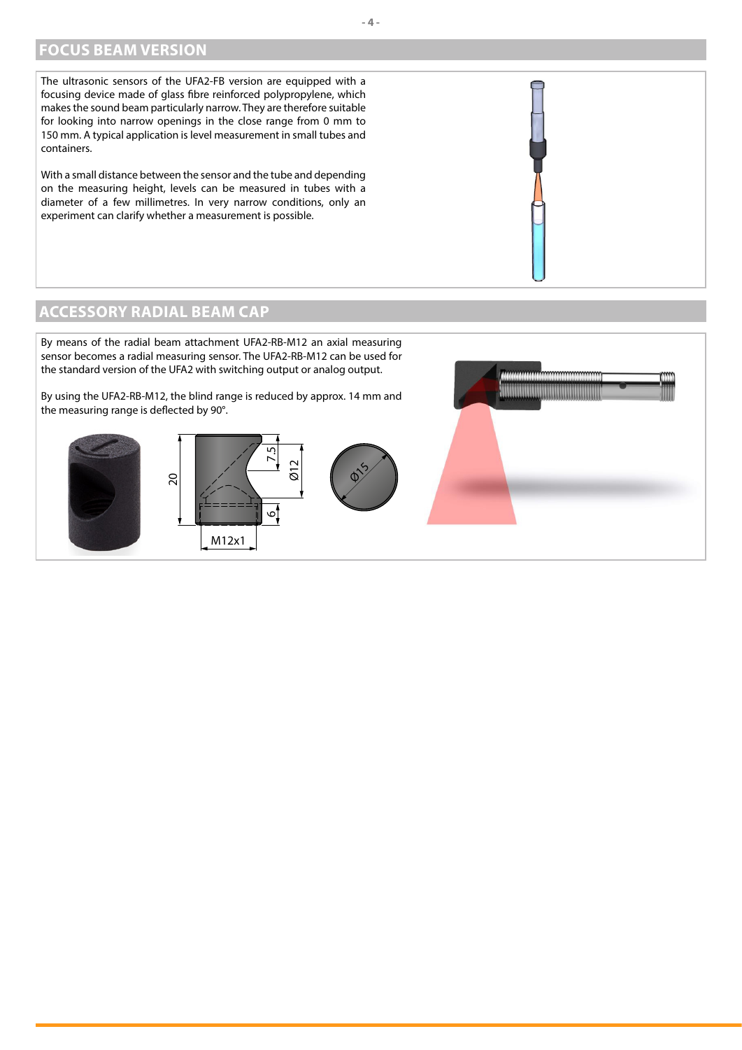## FOCUS BEAM VERSION

The ultrasonic sensors of the UFA2-FB version are equipped with a focusing device made of glass fibre reinforced polypropylene, which makes the sound beam particularly narrow. They are therefore suitable for looking into narrow openings in the close range from 0 mm to 150 mm. A typical application is level measurement in small tubes and containers.

With a small distance between the sensor and the tube and depending on the measuring height, levels can be measured in tubes with a diameter of a few millimetres. In very narrow conditions, only an experiment can clarify whether a measurement is possible.

## ACCESSORY RADIAL BEAM CAP

By means of the radial beam attachment UFA2-RB-M12 an axial measuring sensor becomes a radial measuring sensor. The UFA2-RB-M12 can be used for the standard version of the UFA2 with switching output or analog output.

By using the UFA2-RB-M12, the blind range is reduced by approx. 14 mm and the measuring range is deflected by 90°.

20 | 7.5 | Ø12 | 6 | M12x1 | Ø15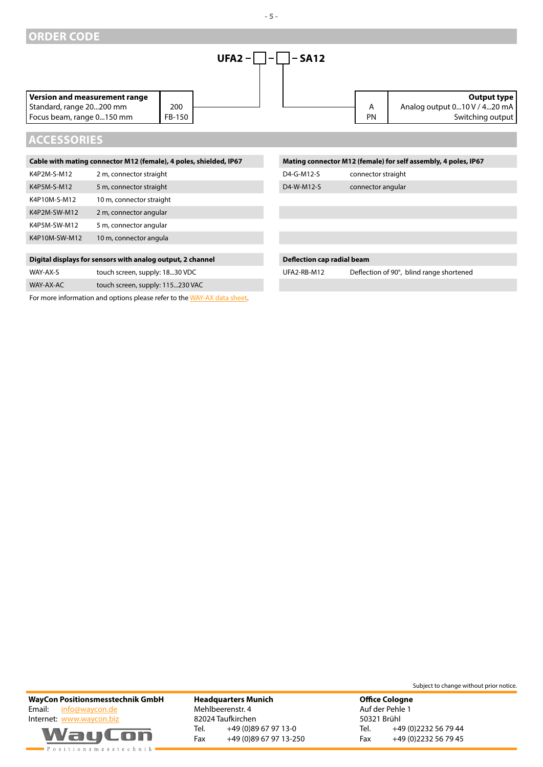## ORDER CODE

**UFA2 – ☐ – ☐ – SA12**

| **Version and measurement range** | |
|---|---|
| Standard, range 20...200 mm | 200 |
| Focus beam, range 0...150 mm | FB-150 |

| | **Output type** |
|---|---|
| A | Analog output 0...10 V / 4...20 mA |
| PN | Switching output |

## ACCESSORIES

| **Cable with mating connector M12 (female), 4 poles, shielded, IP67** | |
|---|---|
| K4P2M-S-M12 | 2 m, connector straight |
| K4P5M-S-M12 | 5 m, connector straight |
| K4P10M-S-M12 | 10 m, connector straight |
| K4P2M-SW-M12 | 2 m, connector angular |
| K4P5M-SW-M12 | 5 m, connector angular |
| K4P10M-SW-M12 | 10 m, connector angula |

| **Mating connector M12 (female) for self assembly, 4 poles, IP67** | |
|---|---|
| D4-G-M12-S | connector straight |
| D4-W-M12-S | connector angular |

| **Digital displays for sensors with analog output, 2 channel** | |
|---|---|
| WAY-AX-S | touch screen, supply: 18...30 VDC |
| WAY-AX-AC | touch screen, supply: 115...230 VAC |

For more information and options please refer to the WAY-AX data sheet.

| **Deflection cap radial beam** | |
|---|---|
| UFA2-RB-M12 | Deflection of 90°, blind range shortened |

Subject to change without prior notice.

**WayCon Positionsmesstechnik GmbH**
Email: info@waycon.de
Internet: www.waycon.biz

**Headquarters Munich**
Mehlbeerenstr. 4
82024 Taufkirchen
Tel. +49 (0)89 67 97 13-0
Fax +49 (0)89 67 97 13-250

**Office Cologne**
Auf der Pehle 1
50321 Brühl
Tel. +49 (0)2232 56 79 44
Fax +49 (0)2232 56 79 45